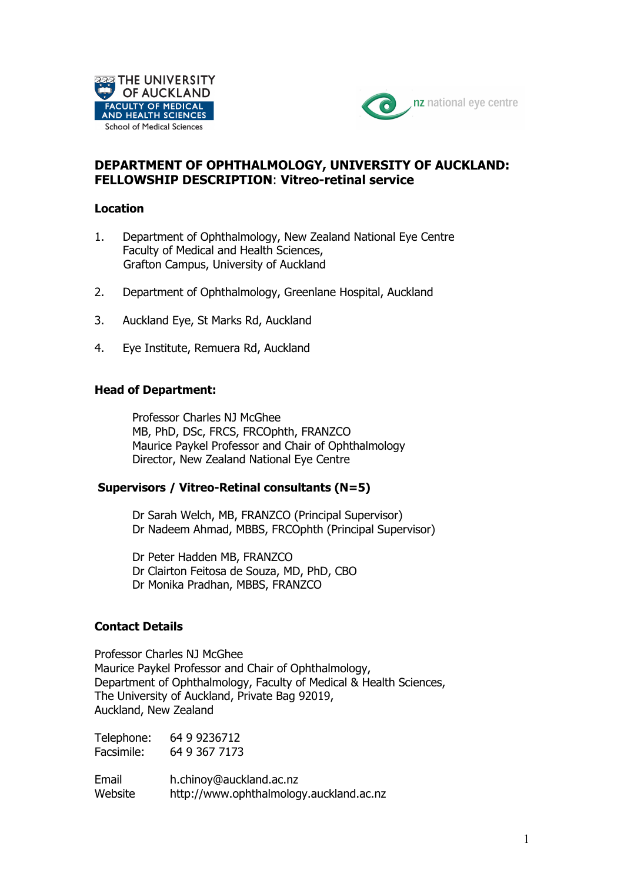# DEPARTMENT OF OPHTHALMOLOGY, UNIVERSITY OF AUCKLAND: FELLOWSHIP DESCRIPTION: Vitreo-retinal service

## Location

1. Department of Ophthalmology, New Zealand National Eye Centre
   Faculty of Medical and Health Sciences,
   Grafton Campus, University of Auckland

2. Department of Ophthalmology, Greenlane Hospital, Auckland

3. Auckland Eye, St Marks Rd, Auckland

4. Eye Institute, Remuera Rd, Auckland

## Head of Department:

Professor Charles NJ McGhee
MB, PhD, DSc, FRCS, FRCOphth, FRANZCO
Maurice Paykel Professor and Chair of Ophthalmology
Director, New Zealand National Eye Centre

## Supervisors / Vitreo-Retinal consultants (N=5)

Dr Sarah Welch, MB, FRANZCO (Principal Supervisor)
Dr Nadeem Ahmad, MBBS, FRCOphth (Principal Supervisor)

Dr Peter Hadden MB, FRANZCO
Dr Clairton Feitosa de Souza, MD, PhD, CBO
Dr Monika Pradhan, MBBS, FRANZCO

## Contact Details

Professor Charles NJ McGhee
Maurice Paykel Professor and Chair of Ophthalmology,
Department of Ophthalmology, Faculty of Medical & Health Sciences,
The University of Auckland, Private Bag 92019,
Auckland, New Zealand

Telephone: 64 9 9236712
Facsimile: 64 9 367 7173

Email h.chinoy@auckland.ac.nz
Website http://www.ophthalmology.auckland.ac.nz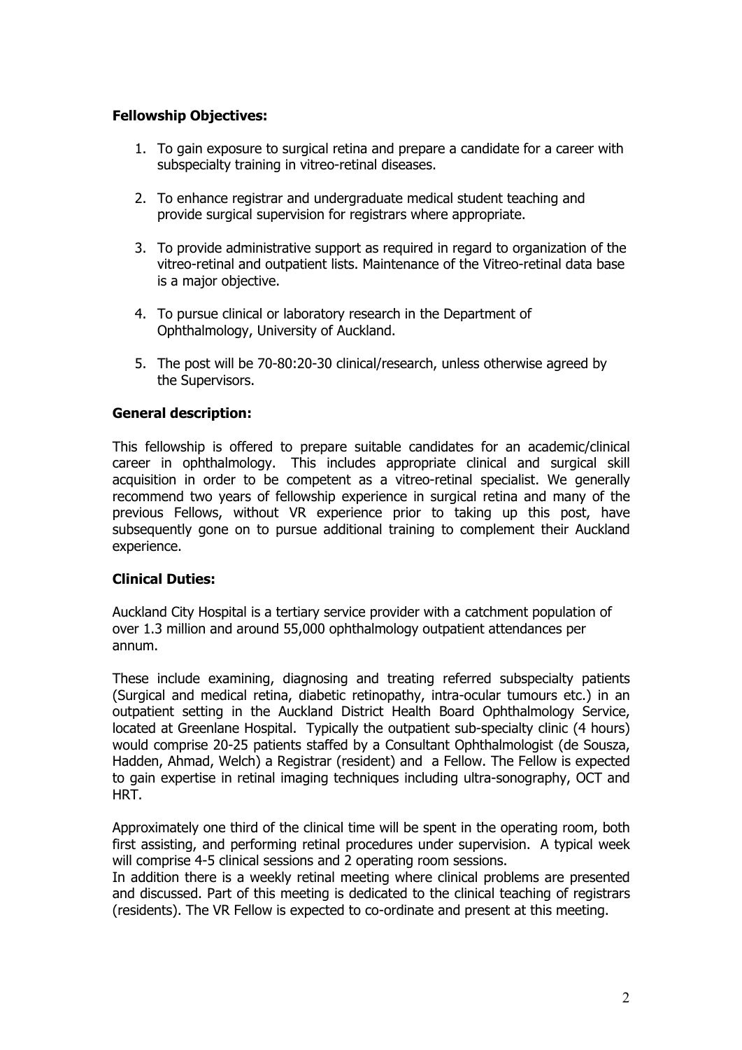**Fellowship Objectives:**

1. To gain exposure to surgical retina and prepare a candidate for a career with subspecialty training in vitreo-retinal diseases.
2. To enhance registrar and undergraduate medical student teaching and provide surgical supervision for registrars where appropriate.
3. To provide administrative support as required in regard to organization of the vitreo-retinal and outpatient lists. Maintenance of the Vitreo-retinal data base is a major objective.
4. To pursue clinical or laboratory research in the Department of Ophthalmology, University of Auckland.
5. The post will be 70-80:20-30 clinical/research, unless otherwise agreed by the Supervisors.

**General description:**

This fellowship is offered to prepare suitable candidates for an academic/clinical career in ophthalmology. This includes appropriate clinical and surgical skill acquisition in order to be competent as a vitreo-retinal specialist. We generally recommend two years of fellowship experience in surgical retina and many of the previous Fellows, without VR experience prior to taking up this post, have subsequently gone on to pursue additional training to complement their Auckland experience.

**Clinical Duties:**

Auckland City Hospital is a tertiary service provider with a catchment population of over 1.3 million and around 55,000 ophthalmology outpatient attendances per annum.

These include examining, diagnosing and treating referred subspecialty patients (Surgical and medical retina, diabetic retinopathy, intra-ocular tumours etc.) in an outpatient setting in the Auckland District Health Board Ophthalmology Service, located at Greenlane Hospital. Typically the outpatient sub-specialty clinic (4 hours) would comprise 20-25 patients staffed by a Consultant Ophthalmologist (de Sousza, Hadden, Ahmad, Welch) a Registrar (resident) and a Fellow. The Fellow is expected to gain expertise in retinal imaging techniques including ultra-sonography, OCT and HRT.

Approximately one third of the clinical time will be spent in the operating room, both first assisting, and performing retinal procedures under supervision. A typical week will comprise 4-5 clinical sessions and 2 operating room sessions.
In addition there is a weekly retinal meeting where clinical problems are presented and discussed. Part of this meeting is dedicated to the clinical teaching of registrars (residents). The VR Fellow is expected to co-ordinate and present at this meeting.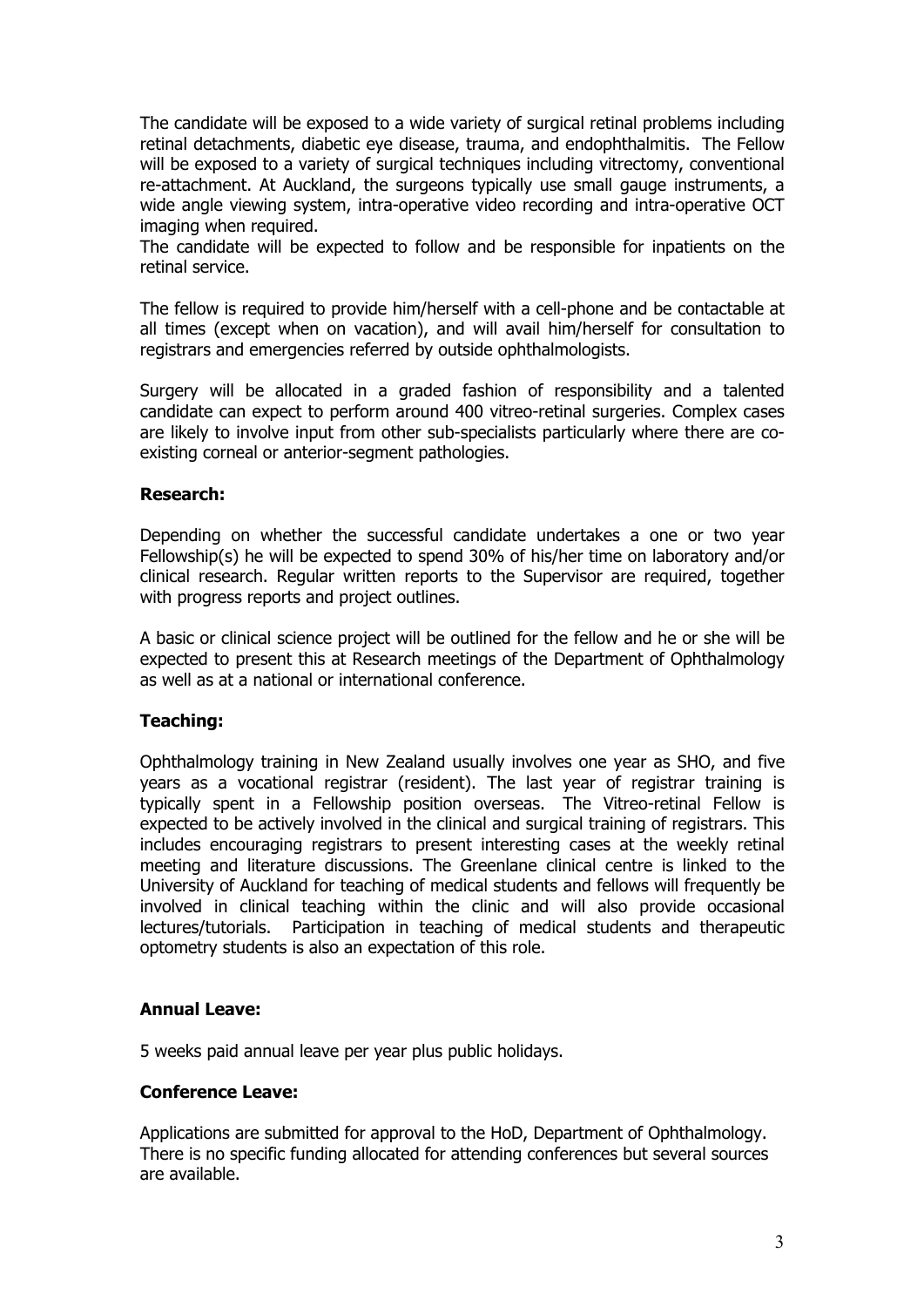The candidate will be exposed to a wide variety of surgical retinal problems including retinal detachments, diabetic eye disease, trauma, and endophthalmitis. The Fellow will be exposed to a variety of surgical techniques including vitrectomy, conventional re-attachment. At Auckland, the surgeons typically use small gauge instruments, a wide angle viewing system, intra-operative video recording and intra-operative OCT imaging when required.

The candidate will be expected to follow and be responsible for inpatients on the retinal service.

The fellow is required to provide him/herself with a cell-phone and be contactable at all times (except when on vacation), and will avail him/herself for consultation to registrars and emergencies referred by outside ophthalmologists.

Surgery will be allocated in a graded fashion of responsibility and a talented candidate can expect to perform around 400 vitreo-retinal surgeries. Complex cases are likely to involve input from other sub-specialists particularly where there are co-existing corneal or anterior-segment pathologies.

**Research:**

Depending on whether the successful candidate undertakes a one or two year Fellowship(s) he will be expected to spend 30% of his/her time on laboratory and/or clinical research. Regular written reports to the Supervisor are required, together with progress reports and project outlines.

A basic or clinical science project will be outlined for the fellow and he or she will be expected to present this at Research meetings of the Department of Ophthalmology as well as at a national or international conference.

**Teaching:**

Ophthalmology training in New Zealand usually involves one year as SHO, and five years as a vocational registrar (resident). The last year of registrar training is typically spent in a Fellowship position overseas. The Vitreo-retinal Fellow is expected to be actively involved in the clinical and surgical training of registrars. This includes encouraging registrars to present interesting cases at the weekly retinal meeting and literature discussions. The Greenlane clinical centre is linked to the University of Auckland for teaching of medical students and fellows will frequently be involved in clinical teaching within the clinic and will also provide occasional lectures/tutorials. Participation in teaching of medical students and therapeutic optometry students is also an expectation of this role.

**Annual Leave:**

5 weeks paid annual leave per year plus public holidays.

**Conference Leave:**

Applications are submitted for approval to the HoD, Department of Ophthalmology. There is no specific funding allocated for attending conferences but several sources are available.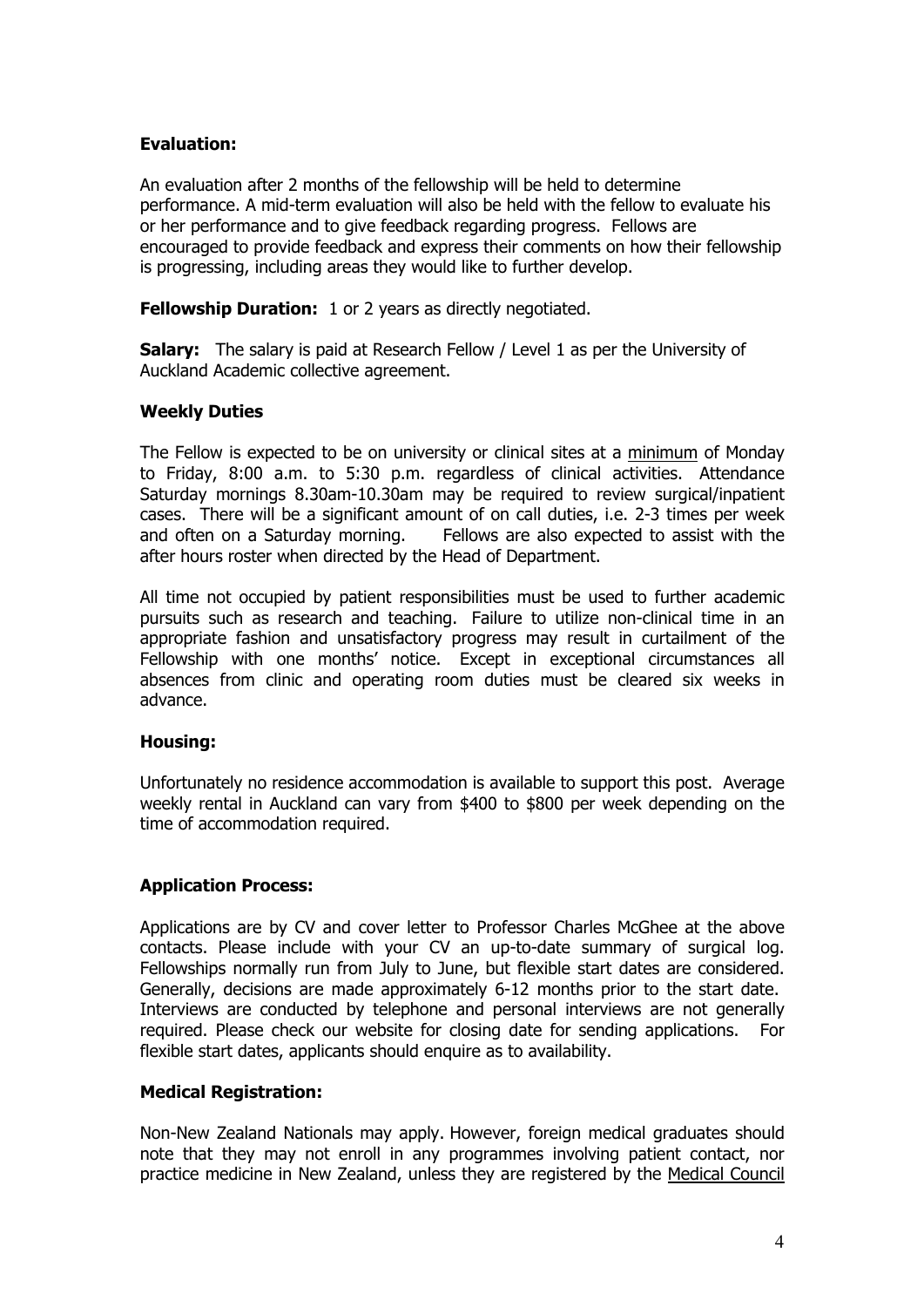**Evaluation:**

An evaluation after 2 months of the fellowship will be held to determine performance. A mid-term evaluation will also be held with the fellow to evaluate his or her performance and to give feedback regarding progress. Fellows are encouraged to provide feedback and express their comments on how their fellowship is progressing, including areas they would like to further develop.

**Fellowship Duration:** 1 or 2 years as directly negotiated.

**Salary:** The salary is paid at Research Fellow / Level 1 as per the University of Auckland Academic collective agreement.

**Weekly Duties**

The Fellow is expected to be on university or clinical sites at a minimum of Monday to Friday, 8:00 a.m. to 5:30 p.m. regardless of clinical activities. Attendance Saturday mornings 8.30am-10.30am may be required to review surgical/inpatient cases. There will be a significant amount of on call duties, i.e. 2-3 times per week and often on a Saturday morning. Fellows are also expected to assist with the after hours roster when directed by the Head of Department.

All time not occupied by patient responsibilities must be used to further academic pursuits such as research and teaching. Failure to utilize non-clinical time in an appropriate fashion and unsatisfactory progress may result in curtailment of the Fellowship with one months' notice. Except in exceptional circumstances all absences from clinic and operating room duties must be cleared six weeks in advance.

**Housing:**

Unfortunately no residence accommodation is available to support this post. Average weekly rental in Auckland can vary from $400 to $800 per week depending on the time of accommodation required.

**Application Process:**

Applications are by CV and cover letter to Professor Charles McGhee at the above contacts. Please include with your CV an up-to-date summary of surgical log. Fellowships normally run from July to June, but flexible start dates are considered. Generally, decisions are made approximately 6-12 months prior to the start date. Interviews are conducted by telephone and personal interviews are not generally required. Please check our website for closing date for sending applications. For flexible start dates, applicants should enquire as to availability.

**Medical Registration:**

Non-New Zealand Nationals may apply. However, foreign medical graduates should note that they may not enroll in any programmes involving patient contact, nor practice medicine in New Zealand, unless they are registered by the Medical Council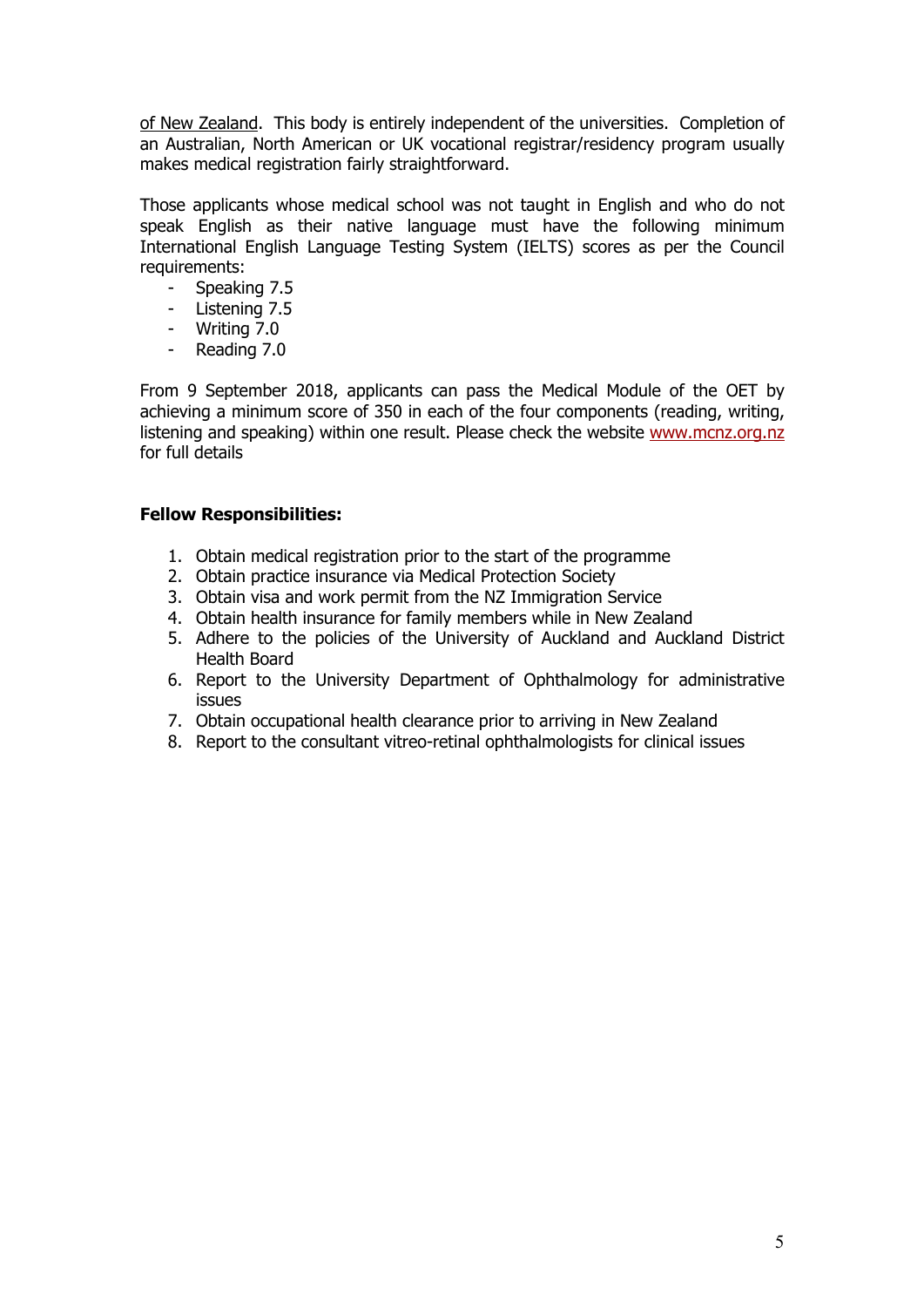of New Zealand. This body is entirely independent of the universities. Completion of an Australian, North American or UK vocational registrar/residency program usually makes medical registration fairly straightforward.

Those applicants whose medical school was not taught in English and who do not speak English as their native language must have the following minimum International English Language Testing System (IELTS) scores as per the Council requirements:

- Speaking 7.5
- Listening 7.5
- Writing 7.0
- Reading 7.0

From 9 September 2018, applicants can pass the Medical Module of the OET by achieving a minimum score of 350 in each of the four components (reading, writing, listening and speaking) within one result. Please check the website www.mcnz.org.nz for full details

**Fellow Responsibilities:**

1. Obtain medical registration prior to the start of the programme
2. Obtain practice insurance via Medical Protection Society
3. Obtain visa and work permit from the NZ Immigration Service
4. Obtain health insurance for family members while in New Zealand
5. Adhere to the policies of the University of Auckland and Auckland District Health Board
6. Report to the University Department of Ophthalmology for administrative issues
7. Obtain occupational health clearance prior to arriving in New Zealand
8. Report to the consultant vitreo-retinal ophthalmologists for clinical issues